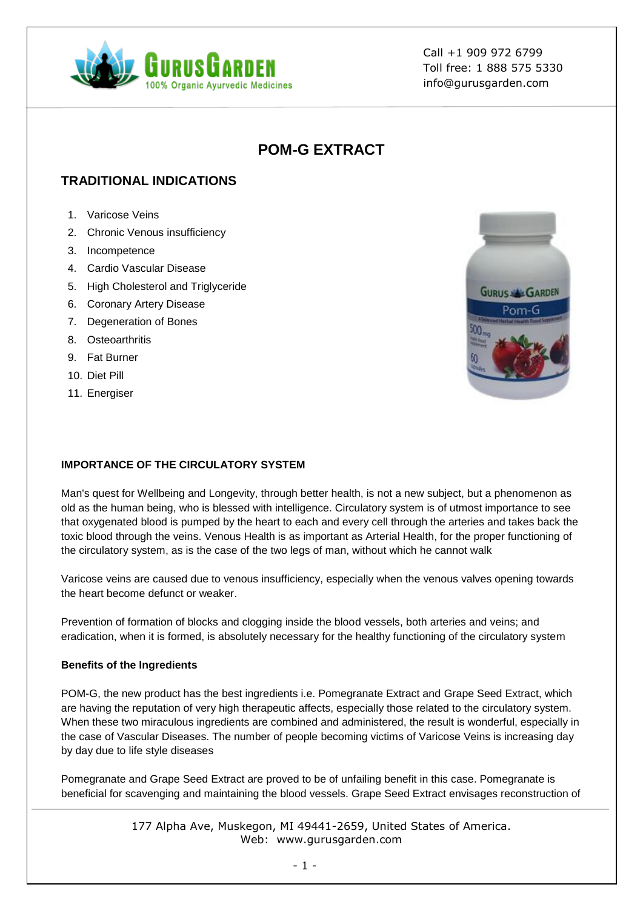# POM-G EXTRACT

## TRADITIONAL INDICATIONS

1. Varicose Veins
2. Chronic Venous insufficiency
3. Incompetence
4. Cardio Vascular Disease
5. High Cholesterol and Triglyceride
6. Coronary Artery Disease
7. Degeneration of Bones
8. Osteoarthritis
9. Fat Burner
10. Diet Pill
11. Energiser

**IMPORTANCE OF THE CIRCULATORY SYSTEM**

Man's quest for Wellbeing and Longevity, through better health, is not a new subject, but a phenomenon as old as the human being, who is blessed with intelligence. Circulatory system is of utmost importance to see that oxygenated blood is pumped by the heart to each and every cell through the arteries and takes back the toxic blood through the veins. Venous Health is as important as Arterial Health, for the proper functioning of the circulatory system, as is the case of the two legs of man, without which he cannot walk

Varicose veins are caused due to venous insufficiency, especially when the venous valves opening towards the heart become defunct or weaker.

Prevention of formation of blocks and clogging inside the blood vessels, both arteries and veins; and eradication, when it is formed, is absolutely necessary for the healthy functioning of the circulatory system

**Benefits of the Ingredients**

POM-G, the new product has the best ingredients i.e. Pomegranate Extract and Grape Seed Extract, which are having the reputation of very high therapeutic affects, especially those related to the circulatory system. When these two miraculous ingredients are combined and administered, the result is wonderful, especially in the case of Vascular Diseases. The number of people becoming victims of Varicose Veins is increasing day by day due to life style diseases

Pomegranate and Grape Seed Extract are proved to be of unfailing benefit in this case. Pomegranate is beneficial for scavenging and maintaining the blood vessels. Grape Seed Extract envisages reconstruction of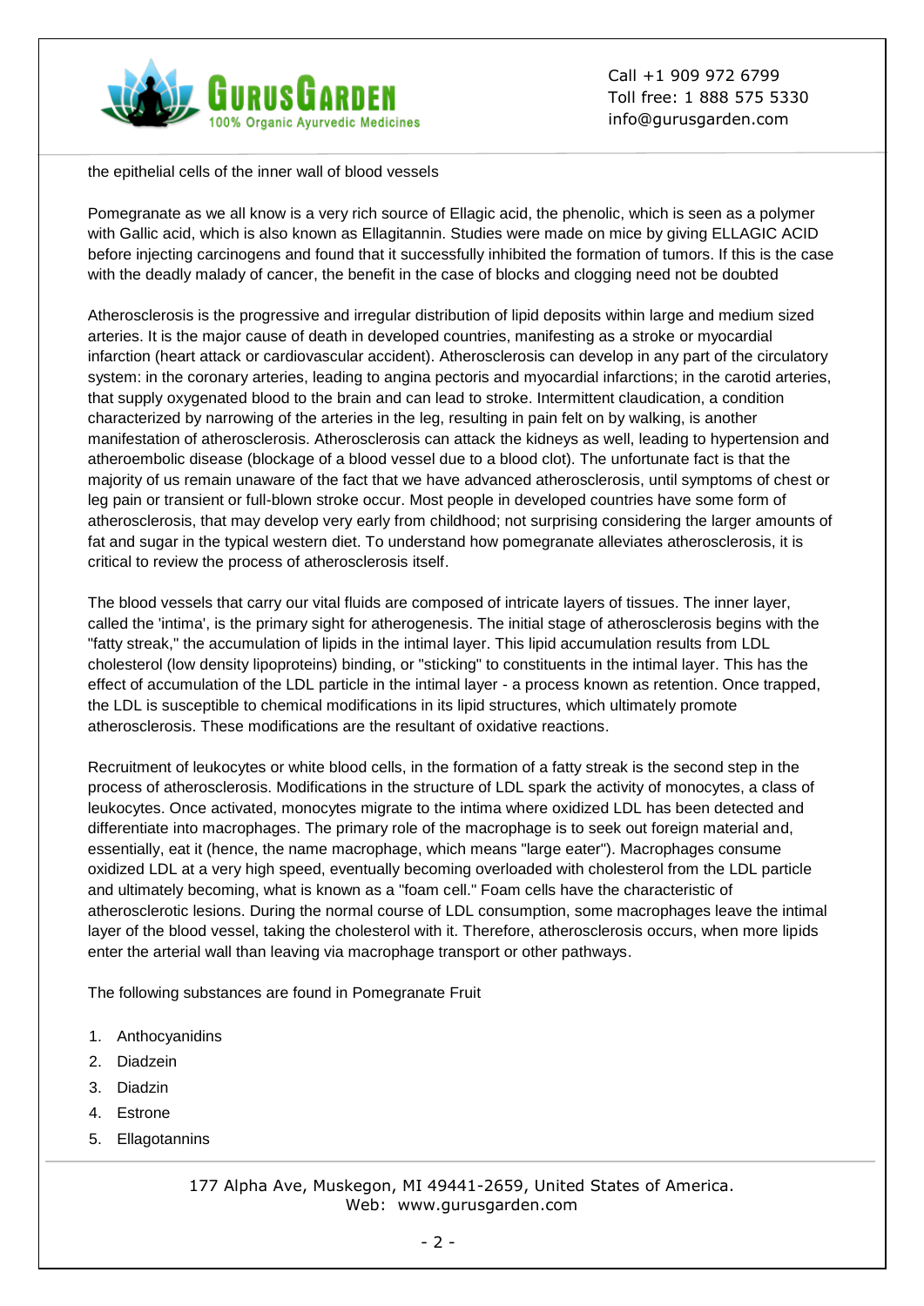the epithelial cells of the inner wall of blood vessels

Pomegranate as we all know is a very rich source of Ellagic acid, the phenolic, which is seen as a polymer with Gallic acid, which is also known as Ellagitannin. Studies were made on mice by giving ELLAGIC ACID before injecting carcinogens and found that it successfully inhibited the formation of tumors. If this is the case with the deadly malady of cancer, the benefit in the case of blocks and clogging need not be doubted

Atherosclerosis is the progressive and irregular distribution of lipid deposits within large and medium sized arteries. It is the major cause of death in developed countries, manifesting as a stroke or myocardial infarction (heart attack or cardiovascular accident). Atherosclerosis can develop in any part of the circulatory system: in the coronary arteries, leading to angina pectoris and myocardial infarctions; in the carotid arteries, that supply oxygenated blood to the brain and can lead to stroke. Intermittent claudication, a condition characterized by narrowing of the arteries in the leg, resulting in pain felt on by walking, is another manifestation of atherosclerosis. Atherosclerosis can attack the kidneys as well, leading to hypertension and atheroembolic disease (blockage of a blood vessel due to a blood clot). The unfortunate fact is that the majority of us remain unaware of the fact that we have advanced atherosclerosis, until symptoms of chest or leg pain or transient or full-blown stroke occur. Most people in developed countries have some form of atherosclerosis, that may develop very early from childhood; not surprising considering the larger amounts of fat and sugar in the typical western diet. To understand how pomegranate alleviates atherosclerosis, it is critical to review the process of atherosclerosis itself.

The blood vessels that carry our vital fluids are composed of intricate layers of tissues. The inner layer, called the 'intima', is the primary sight for atherogenesis. The initial stage of atherosclerosis begins with the "fatty streak," the accumulation of lipids in the intimal layer. This lipid accumulation results from LDL cholesterol (low density lipoproteins) binding, or "sticking" to constituents in the intimal layer. This has the effect of accumulation of the LDL particle in the intimal layer - a process known as retention. Once trapped, the LDL is susceptible to chemical modifications in its lipid structures, which ultimately promote atherosclerosis. These modifications are the resultant of oxidative reactions.

Recruitment of leukocytes or white blood cells, in the formation of a fatty streak is the second step in the process of atherosclerosis. Modifications in the structure of LDL spark the activity of monocytes, a class of leukocytes. Once activated, monocytes migrate to the intima where oxidized LDL has been detected and differentiate into macrophages. The primary role of the macrophage is to seek out foreign material and, essentially, eat it (hence, the name macrophage, which means "large eater"). Macrophages consume oxidized LDL at a very high speed, eventually becoming overloaded with cholesterol from the LDL particle and ultimately becoming, what is known as a "foam cell." Foam cells have the characteristic of atherosclerotic lesions. During the normal course of LDL consumption, some macrophages leave the intimal layer of the blood vessel, taking the cholesterol with it. Therefore, atherosclerosis occurs, when more lipids enter the arterial wall than leaving via macrophage transport or other pathways.

The following substances are found in Pomegranate Fruit

1. Anthocyanidins
2. Diadzein
3. Diadzin
4. Estrone
5. Ellagotannins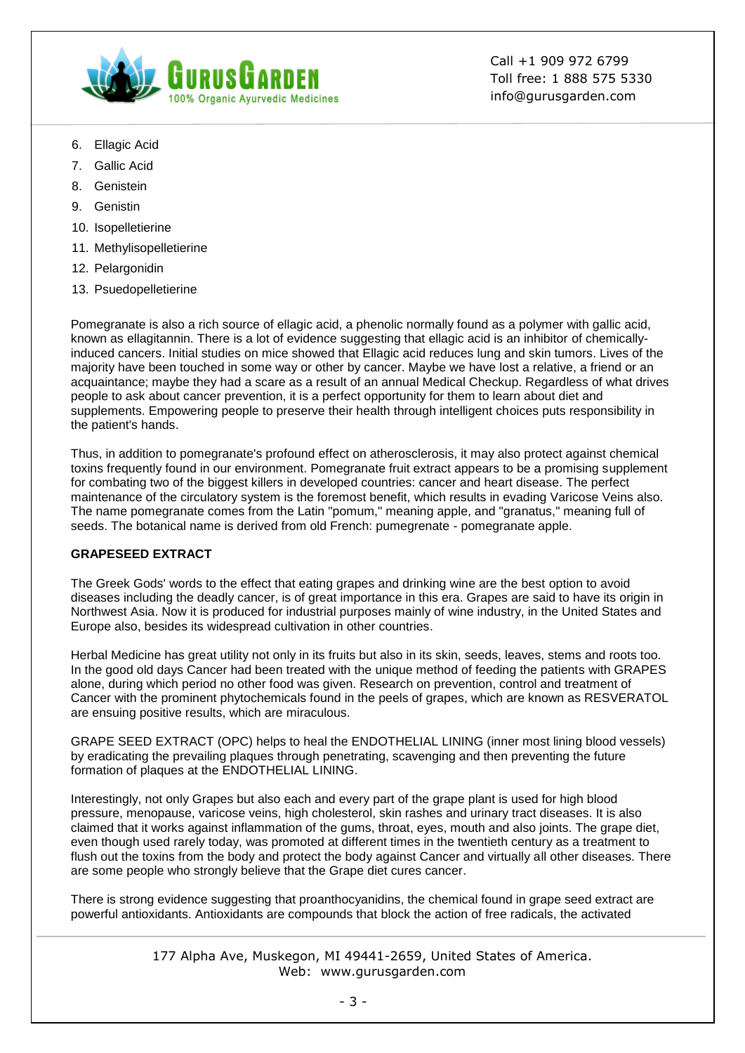6. Ellagic Acid
7. Gallic Acid
8. Genistein
9. Genistin
10. Isopelletierine
11. Methylisopelletierine
12. Pelargonidin
13. Psuedopelletierine

Pomegranate is also a rich source of ellagic acid, a phenolic normally found as a polymer with gallic acid, known as ellagitannin. There is a lot of evidence suggesting that ellagic acid is an inhibitor of chemically-induced cancers. Initial studies on mice showed that Ellagic acid reduces lung and skin tumors. Lives of the majority have been touched in some way or other by cancer. Maybe we have lost a relative, a friend or an acquaintance; maybe they had a scare as a result of an annual Medical Checkup. Regardless of what drives people to ask about cancer prevention, it is a perfect opportunity for them to learn about diet and supplements. Empowering people to preserve their health through intelligent choices puts responsibility in the patient's hands.

Thus, in addition to pomegranate's profound effect on atherosclerosis, it may also protect against chemical toxins frequently found in our environment. Pomegranate fruit extract appears to be a promising supplement for combating two of the biggest killers in developed countries: cancer and heart disease. The perfect maintenance of the circulatory system is the foremost benefit, which results in evading Varicose Veins also. The name pomegranate comes from the Latin "pomum," meaning apple, and "granatus," meaning full of seeds. The botanical name is derived from old French: pumegrenate - pomegranate apple.

**GRAPESEED EXTRACT**

The Greek Gods' words to the effect that eating grapes and drinking wine are the best option to avoid diseases including the deadly cancer, is of great importance in this era. Grapes are said to have its origin in Northwest Asia. Now it is produced for industrial purposes mainly of wine industry, in the United States and Europe also, besides its widespread cultivation in other countries.

Herbal Medicine has great utility not only in its fruits but also in its skin, seeds, leaves, stems and roots too. In the good old days Cancer had been treated with the unique method of feeding the patients with GRAPES alone, during which period no other food was given. Research on prevention, control and treatment of Cancer with the prominent phytochemicals found in the peels of grapes, which are known as RESVERATOL are ensuing positive results, which are miraculous.

GRAPE SEED EXTRACT (OPC) helps to heal the ENDOTHELIAL LINING (inner most lining blood vessels) by eradicating the prevailing plaques through penetrating, scavenging and then preventing the future formation of plaques at the ENDOTHELIAL LINING.

Interestingly, not only Grapes but also each and every part of the grape plant is used for high blood pressure, menopause, varicose veins, high cholesterol, skin rashes and urinary tract diseases. It is also claimed that it works against inflammation of the gums, throat, eyes, mouth and also joints. The grape diet, even though used rarely today, was promoted at different times in the twentieth century as a treatment to flush out the toxins from the body and protect the body against Cancer and virtually all other diseases. There are some people who strongly believe that the Grape diet cures cancer.

There is strong evidence suggesting that proanthocyanidins, the chemical found in grape seed extract are powerful antioxidants. Antioxidants are compounds that block the action of free radicals, the activated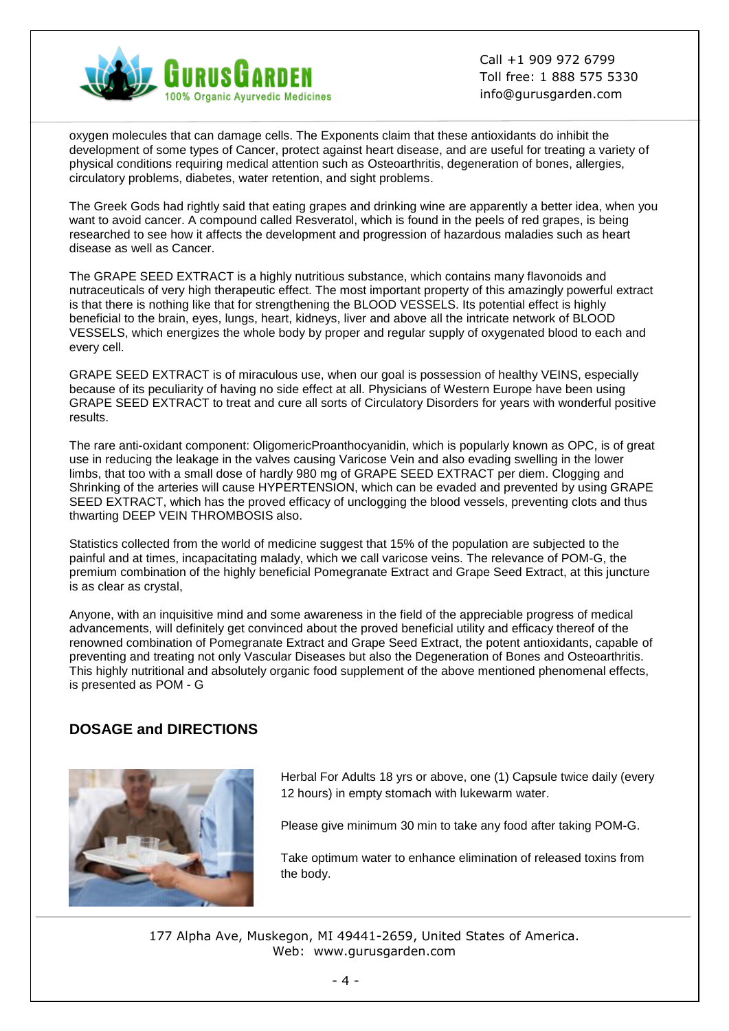oxygen molecules that can damage cells. The Exponents claim that these antioxidants do inhibit the development of some types of Cancer, protect against heart disease, and are useful for treating a variety of physical conditions requiring medical attention such as Osteoarthritis, degeneration of bones, allergies, circulatory problems, diabetes, water retention, and sight problems.

The Greek Gods had rightly said that eating grapes and drinking wine are apparently a better idea, when you want to avoid cancer. A compound called Resveratol, which is found in the peels of red grapes, is being researched to see how it affects the development and progression of hazardous maladies such as heart disease as well as Cancer.

The GRAPE SEED EXTRACT is a highly nutritious substance, which contains many flavonoids and nutraceuticals of very high therapeutic effect. The most important property of this amazingly powerful extract is that there is nothing like that for strengthening the BLOOD VESSELS. Its potential effect is highly beneficial to the brain, eyes, lungs, heart, kidneys, liver and above all the intricate network of BLOOD VESSELS, which energizes the whole body by proper and regular supply of oxygenated blood to each and every cell.

GRAPE SEED EXTRACT is of miraculous use, when our goal is possession of healthy VEINS, especially because of its peculiarity of having no side effect at all. Physicians of Western Europe have been using GRAPE SEED EXTRACT to treat and cure all sorts of Circulatory Disorders for years with wonderful positive results.

The rare anti-oxidant component: OligomericProanthocyanidin, which is popularly known as OPC, is of great use in reducing the leakage in the valves causing Varicose Vein and also evading swelling in the lower limbs, that too with a small dose of hardly 980 mg of GRAPE SEED EXTRACT per diem. Clogging and Shrinking of the arteries will cause HYPERTENSION, which can be evaded and prevented by using GRAPE SEED EXTRACT, which has the proved efficacy of unclogging the blood vessels, preventing clots and thus thwarting DEEP VEIN THROMBOSIS also.

Statistics collected from the world of medicine suggest that 15% of the population are subjected to the painful and at times, incapacitating malady, which we call varicose veins. The relevance of POM-G, the premium combination of the highly beneficial Pomegranate Extract and Grape Seed Extract, at this juncture is as clear as crystal,

Anyone, with an inquisitive mind and some awareness in the field of the appreciable progress of medical advancements, will definitely get convinced about the proved beneficial utility and efficacy thereof of the renowned combination of Pomegranate Extract and Grape Seed Extract, the potent antioxidants, capable of preventing and treating not only Vascular Diseases but also the Degeneration of Bones and Osteoarthritis. This highly nutritional and absolutely organic food supplement of the above mentioned phenomenal effects, is presented as POM - G

## DOSAGE and DIRECTIONS

Herbal For Adults 18 yrs or above, one (1) Capsule twice daily (every 12 hours) in empty stomach with lukewarm water.

Please give minimum 30 min to take any food after taking POM-G.

Take optimum water to enhance elimination of released toxins from the body.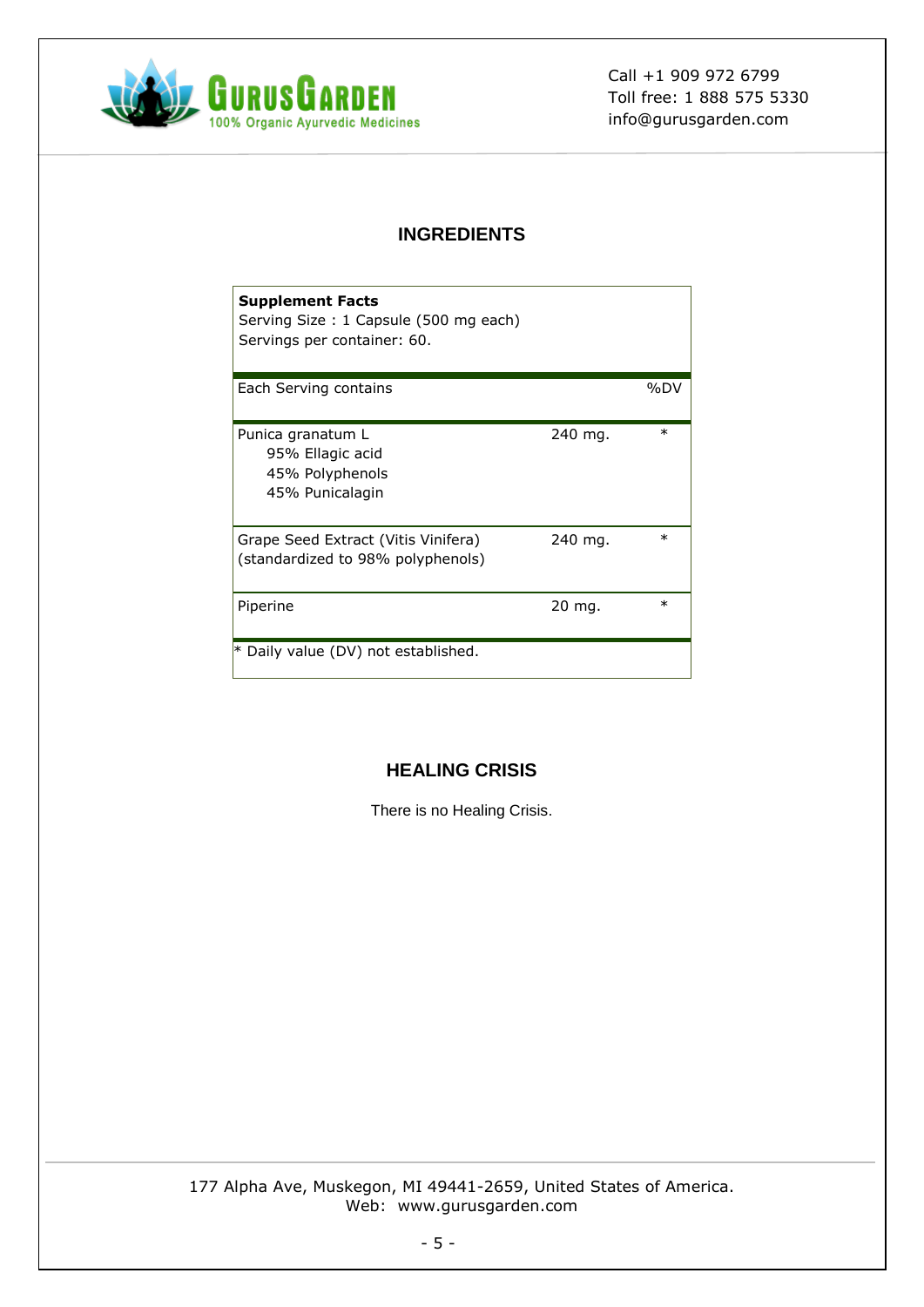## INGREDIENTS

**Supplement Facts**
Serving Size : 1 Capsule (500 mg each)
Servings per container: 60.

| Each Serving contains | | %DV |
|---|---|---|
| Punica granatum L<br>95% Ellagic acid<br>45% Polyphenols<br>45% Punicalagin | 240 mg. | * |
| Grape Seed Extract (Vitis Vinifera)<br>(standardized to 98% polyphenols) | 240 mg. | * |
| Piperine | 20 mg. | * |

* Daily value (DV) not established.

## HEALING CRISIS

There is no Healing Crisis.